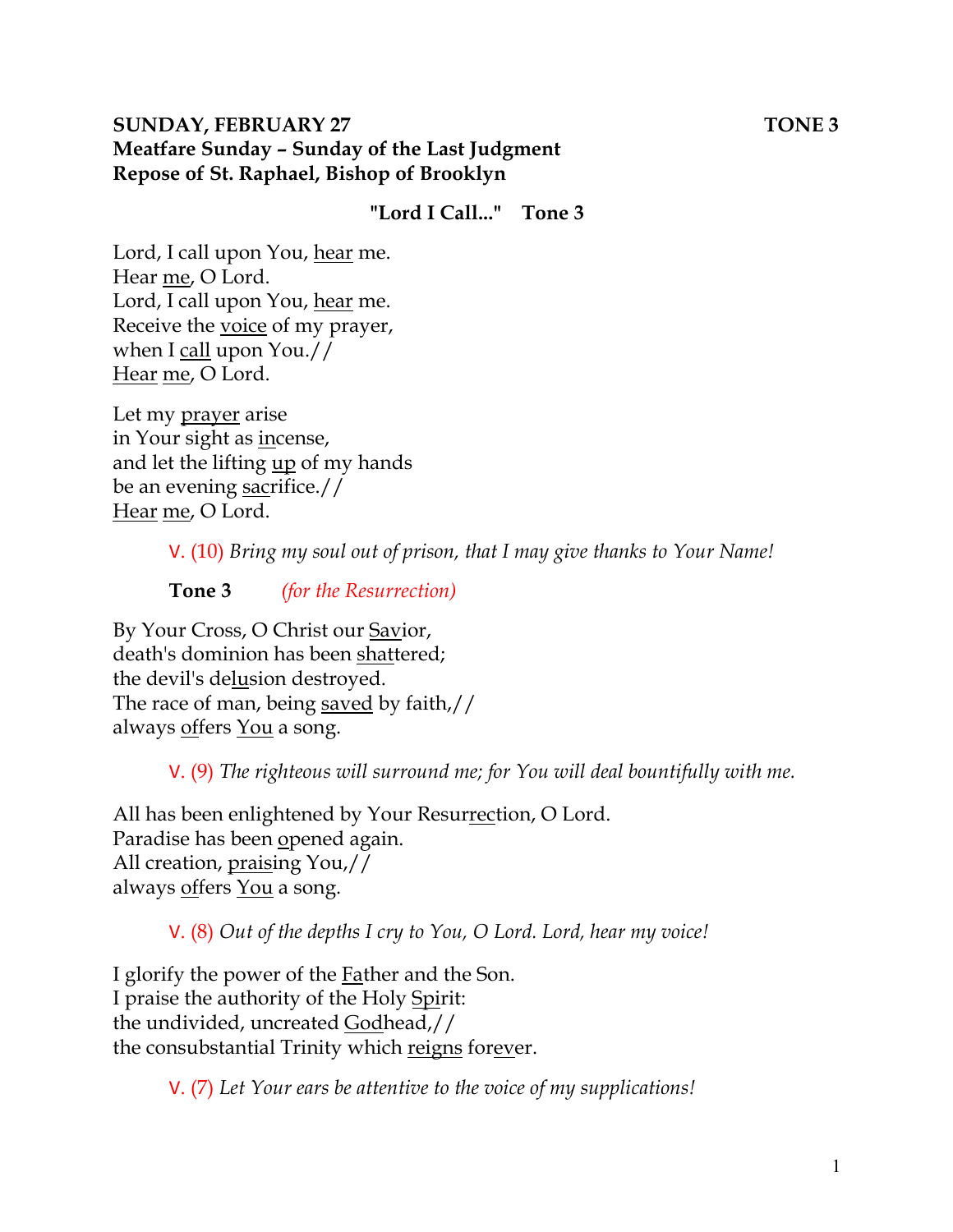**SUNDAY, FEBRUARY 27** **TONE 3**
**Meatfare Sunday – Sunday of the Last Judgment**
**Repose of St. Raphael, Bishop of Brooklyn**

**"Lord I Call..." Tone 3**

Lord, I call upon You, hear me.
Hear me, O Lord.
Lord, I call upon You, hear me.
Receive the voice of my prayer,
when I call upon You.//
Hear me, O Lord.

Let my prayer arise
in Your sight as incense,
and let the lifting up of my hands
be an evening sacrifice.//
Hear me, O Lord.

V. (10) *Bring my soul out of prison, that I may give thanks to Your Name!*

**Tone 3** *(for the Resurrection)*

By Your Cross, O Christ our Savior,
death's dominion has been shattered;
the devil's delusion destroyed.
The race of man, being saved by faith,//
always offers You a song.

V. (9) *The righteous will surround me; for You will deal bountifully with me.*

All has been enlightened by Your Resurrection, O Lord.
Paradise has been opened again.
All creation, praising You,//
always offers You a song.

V. (8) *Out of the depths I cry to You, O Lord. Lord, hear my voice!*

I glorify the power of the Father and the Son.
I praise the authority of the Holy Spirit:
the undivided, uncreated Godhead,//
the consubstantial Trinity which reigns forever.

V. (7) *Let Your ears be attentive to the voice of my supplications!*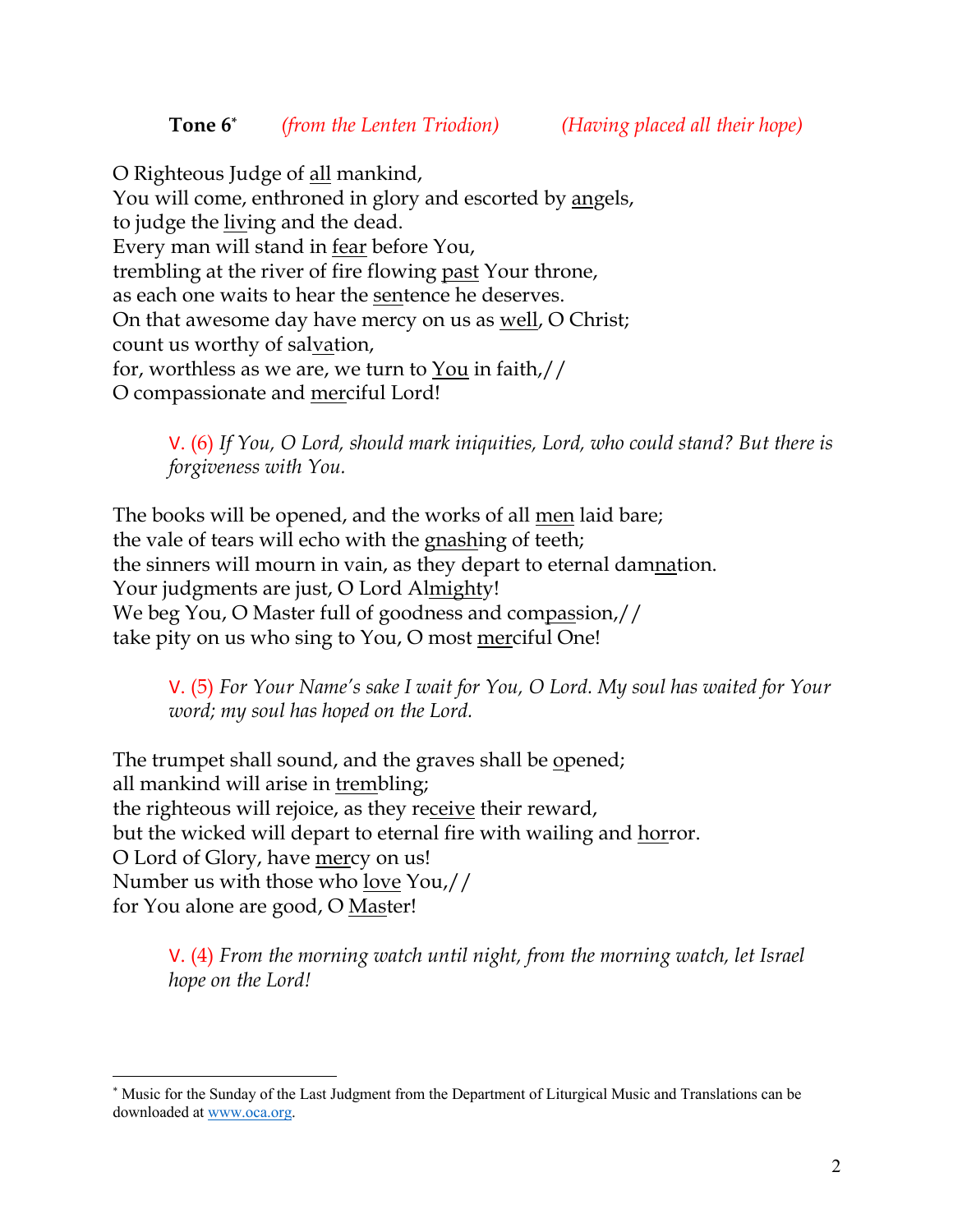**Tone 6*** *(from the Lenten Triodion)* *(Having placed all their hope)*

O Righteous Judge of <u>all</u> mankind,
You will come, enthroned in glory and escorted by <u>an</u>gels,
to judge the <u>liv</u>ing and the dead.
Every man will stand in <u>fear</u> before You,
trembling at the river of fire flowing <u>past</u> Your throne,
as each one waits to hear the <u>sen</u>tence he deserves.
On that awesome day have mercy on us as <u>well</u>, O Christ;
count us worthy of sal<u>va</u>tion,
for, worthless as we are, we turn to <u>You</u> in faith,//
O compassionate and <u>mer</u>ciful Lord!

> V. (6) *If You, O Lord, should mark iniquities, Lord, who could stand? But there is forgiveness with You.*

The books will be opened, and the works of all <u>men</u> laid bare;
the vale of tears will echo with the <u>gnash</u>ing of teeth;
the sinners will mourn in vain, as they depart to eternal dam<u>na</u>tion.
Your judgments are just, O Lord Al<u>mighty</u>!
We beg You, O Master full of goodness and com<u>pas</u>sion,//
take pity on us who sing to You, O most <u>mer</u>ciful One!

> V. (5) *For Your Name's sake I wait for You, O Lord. My soul has waited for Your word; my soul has hoped on the Lord.*

The trumpet shall sound, and the graves shall be <u>o</u>pened;
all mankind will arise in <u>trem</u>bling;
the righteous will rejoice, as they re<u>ceive</u> their reward,
but the wicked will depart to eternal fire with wailing and <u>hor</u>ror.
O Lord of Glory, have <u>mer</u>cy on us!
Number us with those who <u>love</u> You,//
for You alone are good, O <u>Mas</u>ter!

> V. (4) *From the morning watch until night, from the morning watch, let Israel hope on the Lord!*

---

* Music for the Sunday of the Last Judgment from the Department of Liturgical Music and Translations can be downloaded at www.oca.org.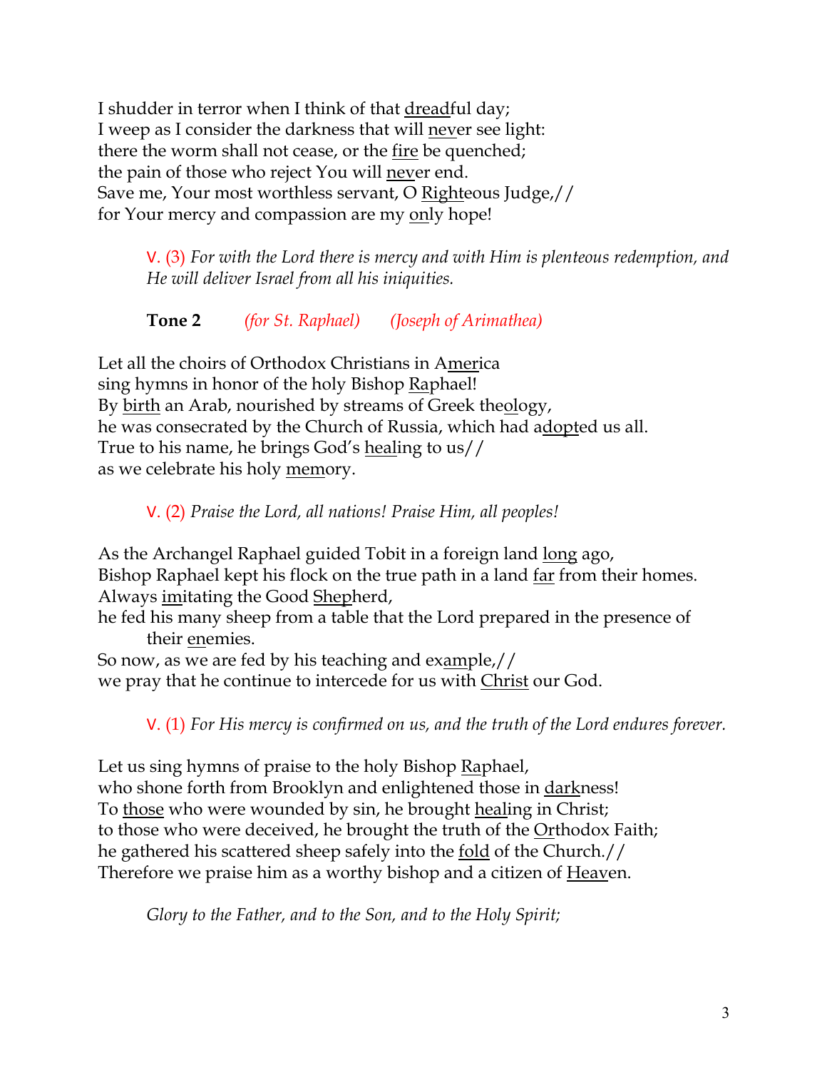I shudder in terror when I think of that <u>dread</u>ful day;
I weep as I consider the darkness that will <u>nev</u>er see light:
there the worm shall not cease, or the <u>fire</u> be quenched;
the pain of those who reject You will <u>nev</u>er end.
Save me, Your most worthless servant, O <u>Right</u>eous Judge,//
for Your mercy and compassion are my <u>on</u>ly hope!

> V. (3) *For with the Lord there is mercy and with Him is plenteous redemption, and He will deliver Israel from all his iniquities.*

> **Tone 2** *(for St. Raphael)* *(Joseph of Arimathea)*

Let all the choirs of Orthodox Christians in A<u>mer</u>ica
sing hymns in honor of the holy Bishop <u>Ra</u>phael!
By <u>birth</u> an Arab, nourished by streams of Greek the<u>ol</u>ogy,
he was consecrated by the Church of Russia, which had a<u>dopt</u>ed us all.
True to his name, he brings God's <u>heal</u>ing to us//
as we celebrate his holy <u>mem</u>ory.

> V. (2) *Praise the Lord, all nations! Praise Him, all peoples!*

As the Archangel Raphael guided Tobit in a foreign land <u>long</u> ago,
Bishop Raphael kept his flock on the true path in a land <u>far</u> from their homes.
Always <u>im</u>itating the Good <u>Shep</u>herd,
he fed his many sheep from a table that the Lord prepared in the presence of their <u>en</u>emies.
So now, as we are fed by his teaching and ex<u>am</u>ple,//
we pray that he continue to intercede for us with <u>Christ</u> our God.

> V. (1) *For His mercy is confirmed on us, and the truth of the Lord endures forever.*

Let us sing hymns of praise to the holy Bishop <u>Ra</u>phael,
who shone forth from Brooklyn and enlightened those in <u>dark</u>ness!
To <u>those</u> who were wounded by sin, he brought <u>heal</u>ing in Christ;
to those who were deceived, he brought the truth of the <u>Or</u>thodox Faith;
he gathered his scattered sheep safely into the <u>fold</u> of the Church.//
Therefore we praise him as a worthy bishop and a citizen of <u>Heav</u>en.

> *Glory to the Father, and to the Son, and to the Holy Spirit;*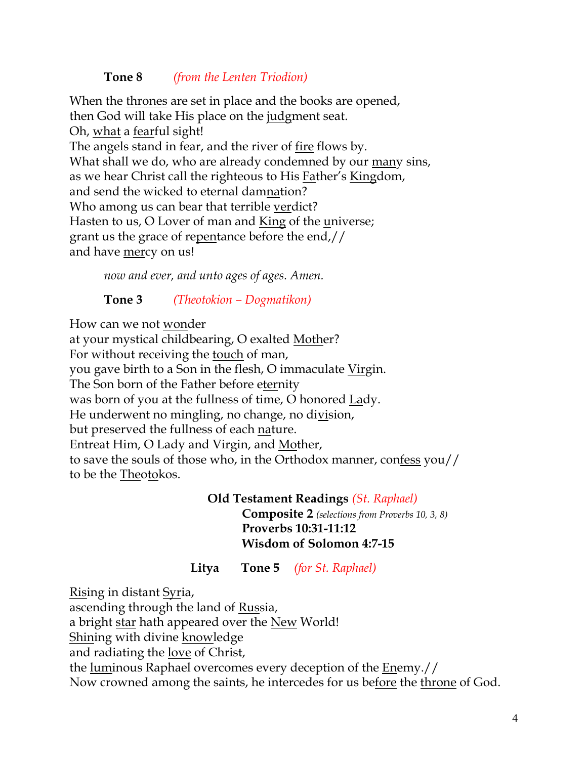**Tone 8** *(from the Lenten Triodion)*

When the thrones are set in place and the books are opened,
then God will take His place on the judgment seat.
Oh, what a fearful sight!
The angels stand in fear, and the river of fire flows by.
What shall we do, who are already condemned by our many sins,
as we hear Christ call the righteous to His Father's Kingdom,
and send the wicked to eternal damnation?
Who among us can bear that terrible verdict?
Hasten to us, O Lover of man and King of the universe;
grant us the grace of repentance before the end,//
and have mercy on us!

*now and ever, and unto ages of ages. Amen.*

**Tone 3** *(Theotokion – Dogmatikon)*

How can we not wonder
at your mystical childbearing, O exalted Mother?
For without receiving the touch of man,
you gave birth to a Son in the flesh, O immaculate Virgin.
The Son born of the Father before eternity
was born of you at the fullness of time, O honored Lady.
He underwent no mingling, no change, no division,
but preserved the fullness of each nature.
Entreat Him, O Lady and Virgin, and Mother,
to save the souls of those who, in the Orthodox manner, confess you//
to be the Theotokos.

**Old Testament Readings** *(St. Raphael)*
**Composite 2** *(selections from Proverbs 10, 3, 8)*
**Proverbs 10:31-11:12**
**Wisdom of Solomon 4:7-15**

**Litya Tone 5** *(for St. Raphael)*

Rising in distant Syria,
ascending through the land of Russia,
a bright star hath appeared over the New World!
Shining with divine knowledge
and radiating the love of Christ,
the luminous Raphael overcomes every deception of the Enemy.//
Now crowned among the saints, he intercedes for us before the throne of God.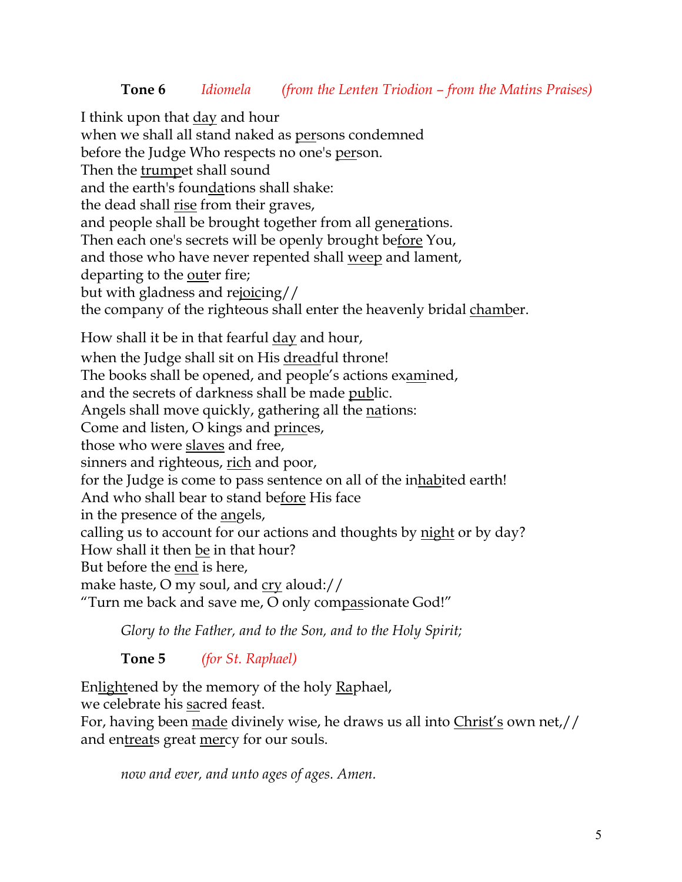**Tone 6** *Idiomela* *(from the Lenten Triodion – from the Matins Praises)*

I think upon that day and hour  
when we shall all stand naked as persons condemned  
before the Judge Who respects no one's person.  
Then the trumpet shall sound  
and the earth's foundations shall shake:  
the dead shall rise from their graves,  
and people shall be brought together from all generations.  
Then each one's secrets will be openly brought before You,  
and those who have never repented shall weep and lament,  
departing to the outer fire;  
but with gladness and rejoicing//  
the company of the righteous shall enter the heavenly bridal chamber.

How shall it be in that fearful day and hour,  
when the Judge shall sit on His dreadful throne!  
The books shall be opened, and people's actions examined,  
and the secrets of darkness shall be made public.  
Angels shall move quickly, gathering all the nations:  
Come and listen, O kings and princes,  
those who were slaves and free,  
sinners and righteous, rich and poor,  
for the Judge is come to pass sentence on all of the inhabited earth!  
And who shall bear to stand before His face  
in the presence of the angels,  
calling us to account for our actions and thoughts by night or by day?  
How shall it then be in that hour?  
But before the end is here,  
make haste, O my soul, and cry aloud://  
"Turn me back and save me, O only compassionate God!"

*Glory to the Father, and to the Son, and to the Holy Spirit;*

**Tone 5** *(for St. Raphael)*

Enlightened by the memory of the holy Raphael,  
we celebrate his sacred feast.  
For, having been made divinely wise, he draws us all into Christ's own net,//  
and entreats great mercy for our souls.

*now and ever, and unto ages of ages. Amen.*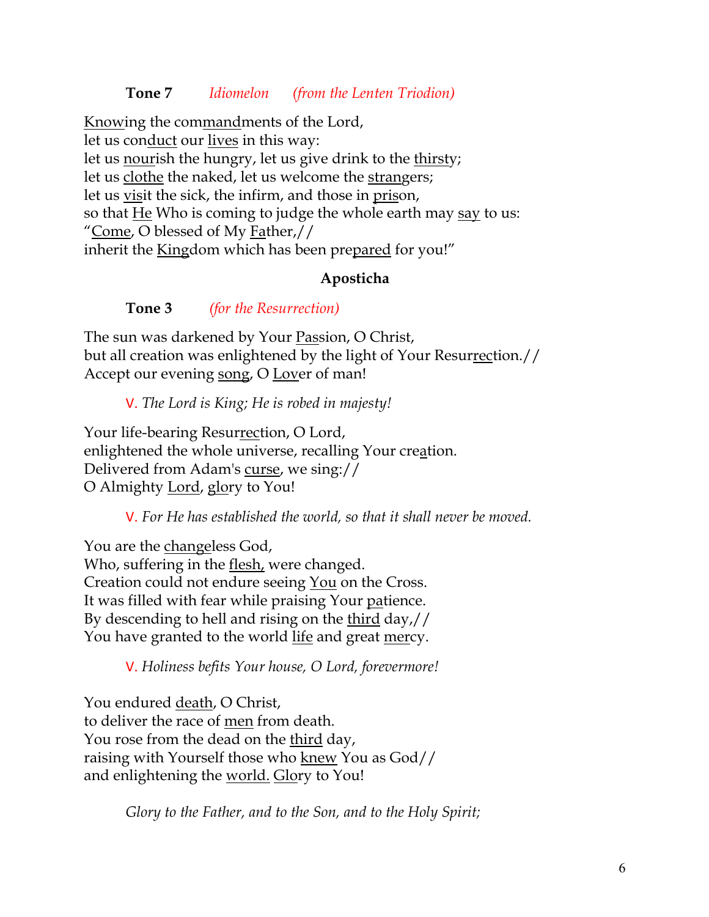**Tone 7** *Idiomelon* *(from the Lenten Triodion)*

Knowing the commandments of the Lord,
let us conduct our lives in this way:
let us nourish the hungry, let us give drink to the thirsty;
let us clothe the naked, let us welcome the strangers;
let us visit the sick, the infirm, and those in prison,
so that He Who is coming to judge the whole earth may say to us:
"Come, O blessed of My Father,//
inherit the Kingdom which has been prepared for you!"

**Aposticha**

**Tone 3** *(for the Resurrection)*

The sun was darkened by Your Passion, O Christ,
but all creation was enlightened by the light of Your Resurrection.//
Accept our evening song, O Lover of man!

V. *The Lord is King; He is robed in majesty!*

Your life-bearing Resurrection, O Lord,
enlightened the whole universe, recalling Your creation.
Delivered from Adam's curse, we sing://
O Almighty Lord, glory to You!

V. *For He has established the world, so that it shall never be moved.*

You are the changeless God,
Who, suffering in the flesh, were changed.
Creation could not endure seeing You on the Cross.
It was filled with fear while praising Your patience.
By descending to hell and rising on the third day,//
You have granted to the world life and great mercy.

V. *Holiness befits Your house, O Lord, forevermore!*

You endured death, O Christ,
to deliver the race of men from death.
You rose from the dead on the third day,
raising with Yourself those who knew You as God//
and enlightening the world. Glory to You!

*Glory to the Father, and to the Son, and to the Holy Spirit;*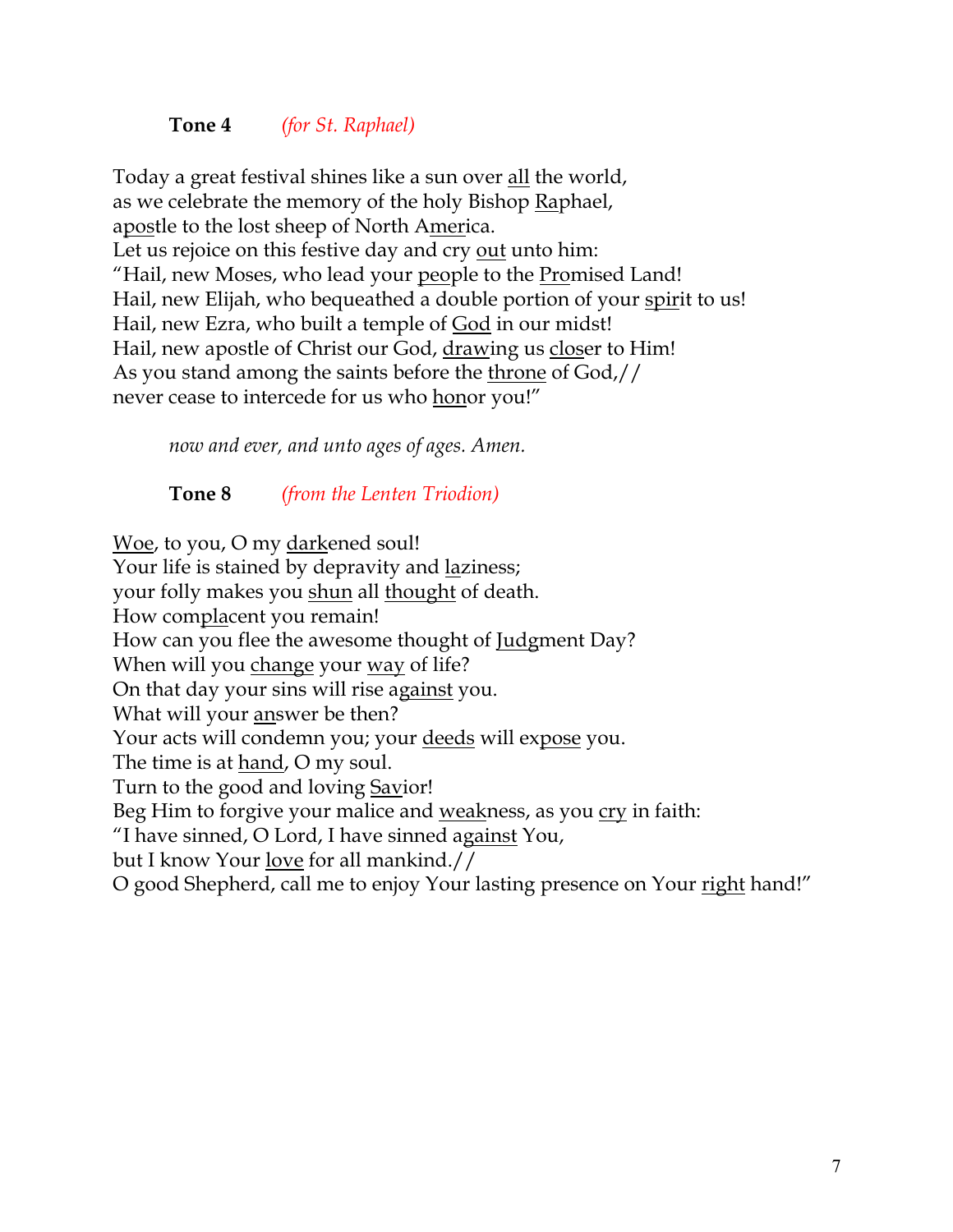**Tone 4** *(for St. Raphael)*

Today a great festival shines like a sun over all the world,  
as we celebrate the memory of the holy Bishop Raphael,  
apostle to the lost sheep of North America.  
Let us rejoice on this festive day and cry out unto him:  
"Hail, new Moses, who lead your people to the Promised Land!  
Hail, new Elijah, who bequeathed a double portion of your spirit to us!  
Hail, new Ezra, who built a temple of God in our midst!  
Hail, new apostle of Christ our God, drawing us closer to Him!  
As you stand among the saints before the throne of God,//  
never cease to intercede for us who honor you!"

*now and ever, and unto ages of ages. Amen.*

**Tone 8** *(from the Lenten Triodion)*

Woe, to you, O my darkened soul!  
Your life is stained by depravity and laziness;  
your folly makes you shun all thought of death.  
How complacent you remain!  
How can you flee the awesome thought of Judgment Day?  
When will you change your way of life?  
On that day your sins will rise against you.  
What will your answer be then?  
Your acts will condemn you; your deeds will expose you.  
The time is at hand, O my soul.  
Turn to the good and loving Savior!  
Beg Him to forgive your malice and weakness, as you cry in faith:  
"I have sinned, O Lord, I have sinned against You,  
but I know Your love for all mankind.//  
O good Shepherd, call me to enjoy Your lasting presence on Your right hand!"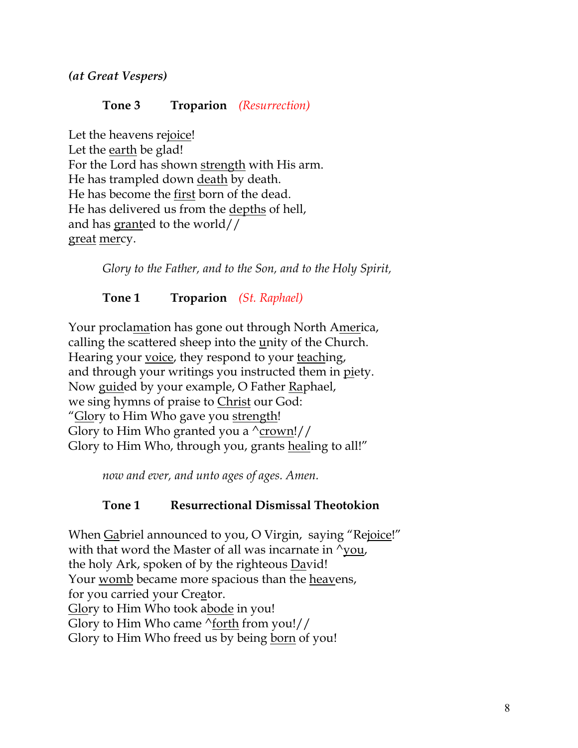***(at Great Vespers)***

**Tone 3 Troparion** *(Resurrection)*

Let the heavens rejoice!
Let the earth be glad!
For the Lord has shown strength with His arm.
He has trampled down death by death.
He has become the first born of the dead.
He has delivered us from the depths of hell,
and has granted to the world//
great mercy.

*Glory to the Father, and to the Son, and to the Holy Spirit,*

**Tone 1 Troparion** *(St. Raphael)*

Your proclamation has gone out through North America,
calling the scattered sheep into the unity of the Church.
Hearing your voice, they respond to your teaching,
and through your writings you instructed them in piety.
Now guided by your example, O Father Raphael,
we sing hymns of praise to Christ our God:
"Glory to Him Who gave you strength!
Glory to Him Who granted you a ^crown!//
Glory to Him Who, through you, grants healing to all!"

*now and ever, and unto ages of ages. Amen.*

**Tone 1 Resurrectional Dismissal Theotokion**

When Gabriel announced to you, O Virgin, saying "Rejoice!"
with that word the Master of all was incarnate in ^you,
the holy Ark, spoken of by the righteous David!
Your womb became more spacious than the heavens,
for you carried your Creator.
Glory to Him Who took abode in you!
Glory to Him Who came ^forth from you!//
Glory to Him Who freed us by being born of you!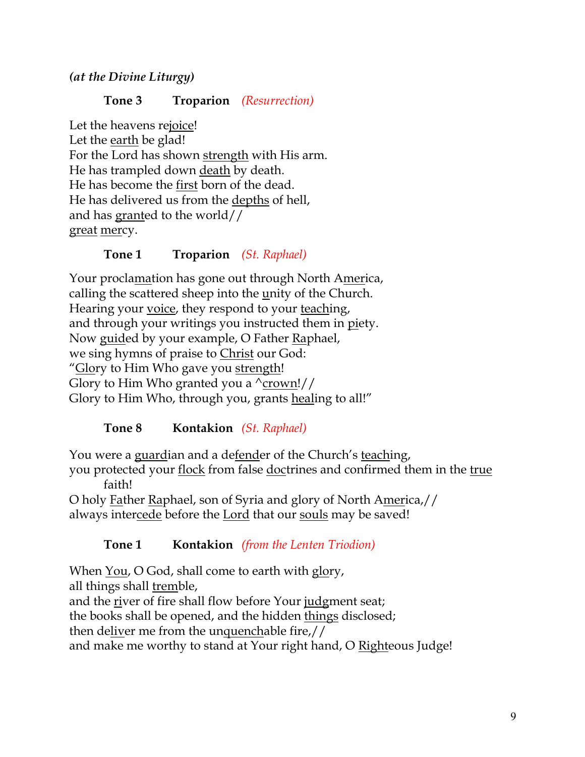***(at the Divine Liturgy)***

**Tone 3 Troparion** *(Resurrection)*

Let the heavens rejoice!
Let the earth be glad!
For the Lord has shown strength with His arm.
He has trampled down death by death.
He has become the first born of the dead.
He has delivered us from the depths of hell,
and has granted to the world//
great mercy.

**Tone 1 Troparion** *(St. Raphael)*

Your proclamation has gone out through North America,
calling the scattered sheep into the unity of the Church.
Hearing your voice, they respond to your teaching,
and through your writings you instructed them in piety.
Now guided by your example, O Father Raphael,
we sing hymns of praise to Christ our God:
"Glory to Him Who gave you strength!
Glory to Him Who granted you a ^crown!//
Glory to Him Who, through you, grants healing to all!"

**Tone 8 Kontakion** *(St. Raphael)*

You were a guardian and a defender of the Church's teaching,
you protected your flock from false doctrines and confirmed them in the true faith!
O holy Father Raphael, son of Syria and glory of North America,//
always intercede before the Lord that our souls may be saved!

**Tone 1 Kontakion** *(from the Lenten Triodion)*

When You, O God, shall come to earth with glory,
all things shall tremble,
and the river of fire shall flow before Your judgment seat;
the books shall be opened, and the hidden things disclosed;
then deliver me from the unquenchable fire,//
and make me worthy to stand at Your right hand, O Righteous Judge!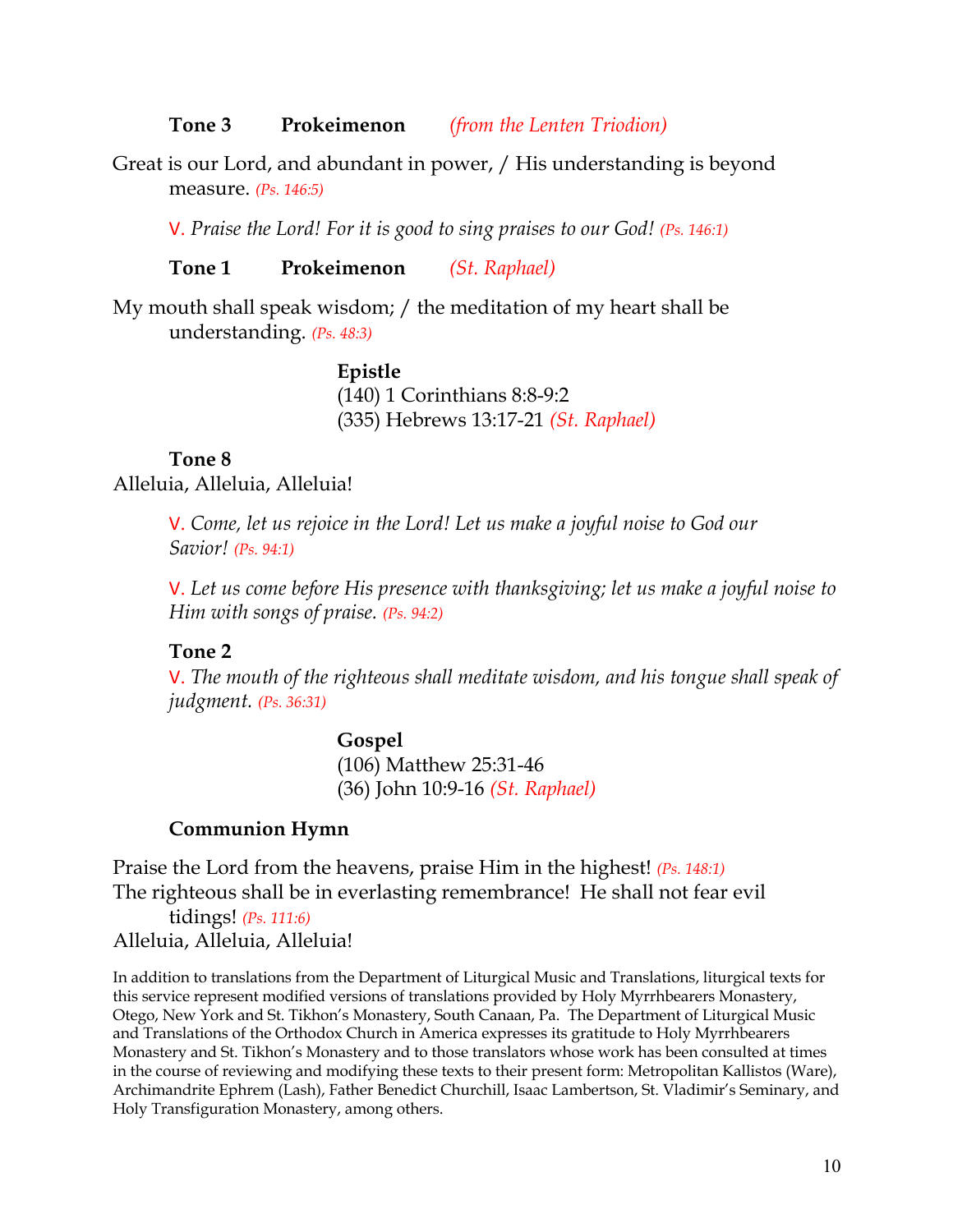**Tone 3 Prokeimenon** *(from the Lenten Triodion)*

Great is our Lord, and abundant in power, / His understanding is beyond measure. *(Ps. 146:5)*

V. *Praise the Lord! For it is good to sing praises to our God!* *(Ps. 146:1)*

**Tone 1 Prokeimenon** *(St. Raphael)*

My mouth shall speak wisdom; / the meditation of my heart shall be understanding. *(Ps. 48:3)*

**Epistle**
(140) 1 Corinthians 8:8-9:2
(335) Hebrews 13:17-21 *(St. Raphael)*

**Tone 8**
Alleluia, Alleluia, Alleluia!

V. *Come, let us rejoice in the Lord! Let us make a joyful noise to God our Savior!* *(Ps. 94:1)*

V. *Let us come before His presence with thanksgiving; let us make a joyful noise to Him with songs of praise.* *(Ps. 94:2)*

**Tone 2**
V. *The mouth of the righteous shall meditate wisdom, and his tongue shall speak of judgment.* *(Ps. 36:31)*

**Gospel**
(106) Matthew 25:31-46
(36) John 10:9-16 *(St. Raphael)*

**Communion Hymn**

Praise the Lord from the heavens, praise Him in the highest! *(Ps. 148:1)*
The righteous shall be in everlasting remembrance! He shall not fear evil tidings! *(Ps. 111:6)*
Alleluia, Alleluia, Alleluia!

In addition to translations from the Department of Liturgical Music and Translations, liturgical texts for this service represent modified versions of translations provided by Holy Myrrhbearers Monastery, Otego, New York and St. Tikhon's Monastery, South Canaan, Pa. The Department of Liturgical Music and Translations of the Orthodox Church in America expresses its gratitude to Holy Myrrhbearers Monastery and St. Tikhon's Monastery and to those translators whose work has been consulted at times in the course of reviewing and modifying these texts to their present form: Metropolitan Kallistos (Ware), Archimandrite Ephrem (Lash), Father Benedict Churchill, Isaac Lambertson, St. Vladimir's Seminary, and Holy Transfiguration Monastery, among others.